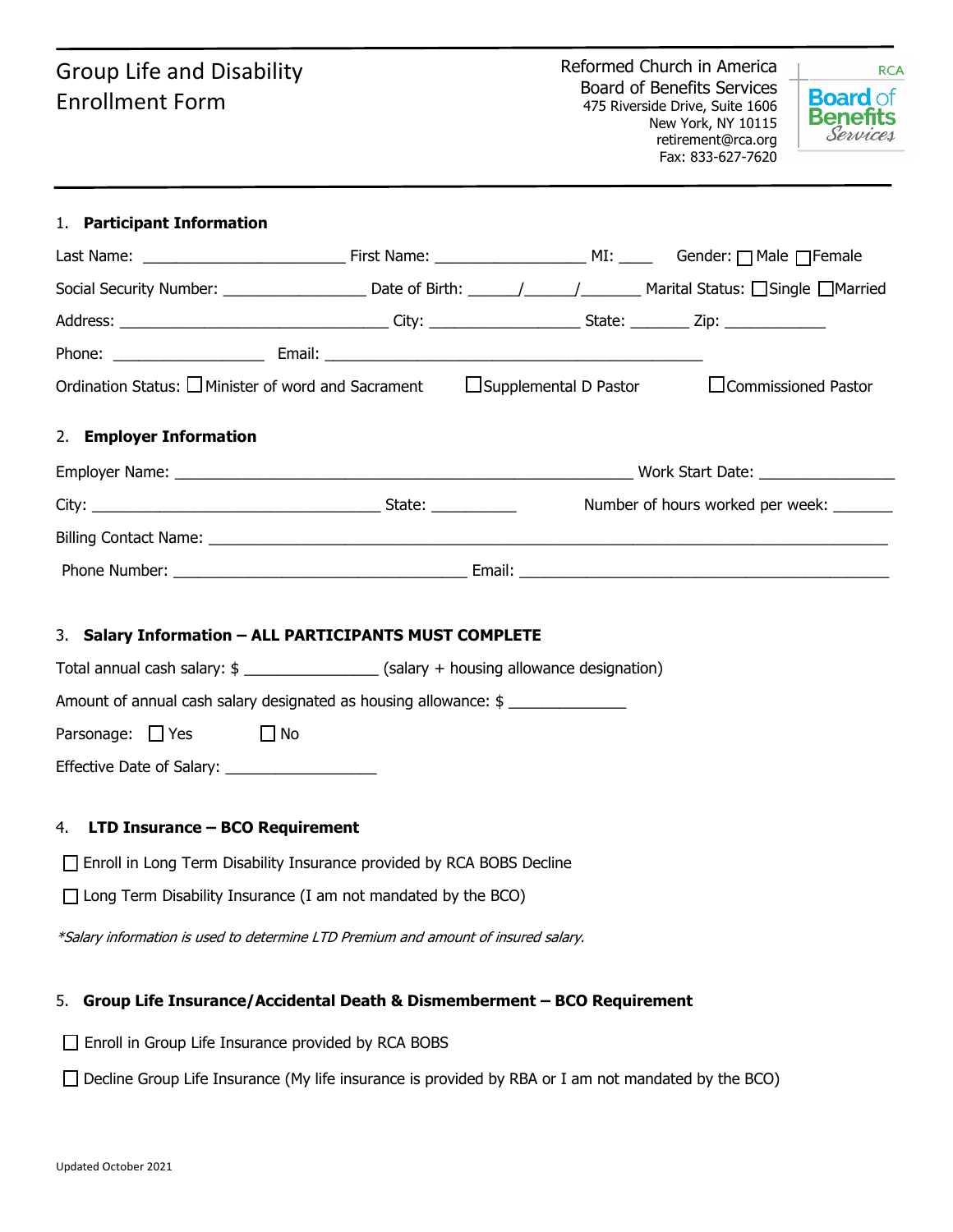# Group Life and Disability Enrollment Form

Reformed Church in America
Board of Benefits Services
475 Riverside Drive, Suite 1606
New York, NY 10115
retirement@rca.org
Fax: 833-627-7620

RCA Board of Benefits Services

## 1. Participant Information

Last Name: ______________________ First Name: ________________ MI: ____ Gender: ☐ Male ☐ Female

Social Security Number: ________________ Date of Birth: ______/______/_______ Marital Status: ☐ Single ☐ Married

Address: ______________________________ City: ________________ State: _______ Zip: ___________

Phone: _________________ Email: ___________________________________________

Ordination Status: ☐ Minister of word and Sacrament ☐ Supplemental D Pastor ☐ Commissioned Pastor

## 2. Employer Information

Employer Name: ___________________________________________________ Work Start Date: _______________

City: ________________________________ State: __________ Number of hours worked per week: _______

Billing Contact Name: ___________________________________________________________________________

Phone Number: _________________________________ Email: __________________________________________

## 3. Salary Information – ALL PARTICIPANTS MUST COMPLETE

Total annual cash salary: $ _______________ (salary + housing allowance designation)

Amount of annual cash salary designated as housing allowance: $ _____________

Parsonage: ☐ Yes ☐ No

Effective Date of Salary: _________________

## 4. LTD Insurance – BCO Requirement

☐ Enroll in Long Term Disability Insurance provided by RCA BOBS Decline

☐ Long Term Disability Insurance (I am not mandated by the BCO)

*\*Salary information is used to determine LTD Premium and amount of insured salary.*

## 5. Group Life Insurance/Accidental Death & Dismemberment – BCO Requirement

☐ Enroll in Group Life Insurance provided by RCA BOBS

☐ Decline Group Life Insurance (My life insurance is provided by RBA or I am not mandated by the BCO)

Updated October 2021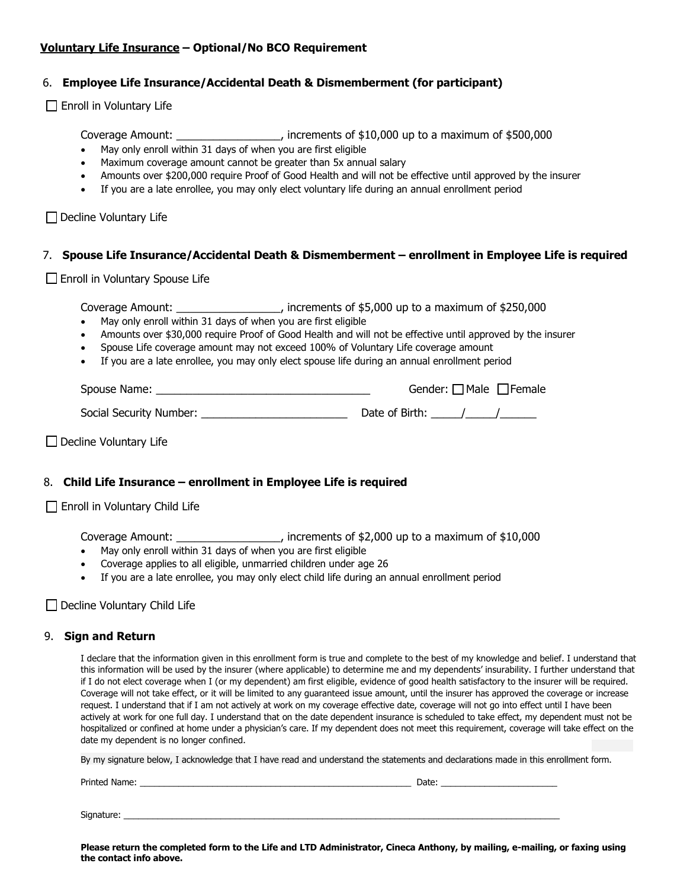**<u>Voluntary Life Insurance</u> – Optional/No BCO Requirement**

6. **Employee Life Insurance/Accidental Death & Dismemberment (for participant)**

☐ Enroll in Voluntary Life

Coverage Amount: _________________, increments of $10,000 up to a maximum of $500,000

- May only enroll within 31 days of when you are first eligible
- Maximum coverage amount cannot be greater than 5x annual salary
- Amounts over $200,000 require Proof of Good Health and will not be effective until approved by the insurer
- If you are a late enrollee, you may only elect voluntary life during an annual enrollment period

☐ Decline Voluntary Life

7. **Spouse Life Insurance/Accidental Death & Dismemberment – enrollment in Employee Life is required**

☐ Enroll in Voluntary Spouse Life

Coverage Amount: _________________, increments of $5,000 up to a maximum of $250,000

- May only enroll within 31 days of when you are first eligible
- Amounts over $30,000 require Proof of Good Health and will not be effective until approved by the insurer
- Spouse Life coverage amount may not exceed 100% of Voluntary Life coverage amount
- If you are a late enrollee, you may only elect spouse life during an annual enrollment period

Spouse Name: ___________________________________ Gender: ☐ Male ☐ Female

Social Security Number: ________________________ Date of Birth: _____/_____/______

☐ Decline Voluntary Life

8. **Child Life Insurance – enrollment in Employee Life is required**

☐ Enroll in Voluntary Child Life

Coverage Amount: _________________, increments of $2,000 up to a maximum of $10,000

- May only enroll within 31 days of when you are first eligible
- Coverage applies to all eligible, unmarried children under age 26
- If you are a late enrollee, you may only elect child life during an annual enrollment period

☐ Decline Voluntary Child Life

9. **Sign and Return**

I declare that the information given in this enrollment form is true and complete to the best of my knowledge and belief. I understand that this information will be used by the insurer (where applicable) to determine me and my dependents' insurability. I further understand that if I do not elect coverage when I (or my dependent) am first eligible, evidence of good health satisfactory to the insurer will be required. Coverage will not take effect, or it will be limited to any guaranteed issue amount, until the insurer has approved the coverage or increase request. I understand that if I am not actively at work on my coverage effective date, coverage will not go into effect until I have been actively at work for one full day. I understand that on the date dependent insurance is scheduled to take effect, my dependent must not be hospitalized or confined at home under a physician's care. If my dependent does not meet this requirement, coverage will take effect on the date my dependent is no longer confined.

By my signature below, I acknowledge that I have read and understand the statements and declarations made in this enrollment form.

Printed Name: _______________________________________________________ Date: _______________________

Signature: _____________________________________________________________________________________

**Please return the completed form to the Life and LTD Administrator, Cineca Anthony, by mailing, e-mailing, or faxing using the contact info above.**